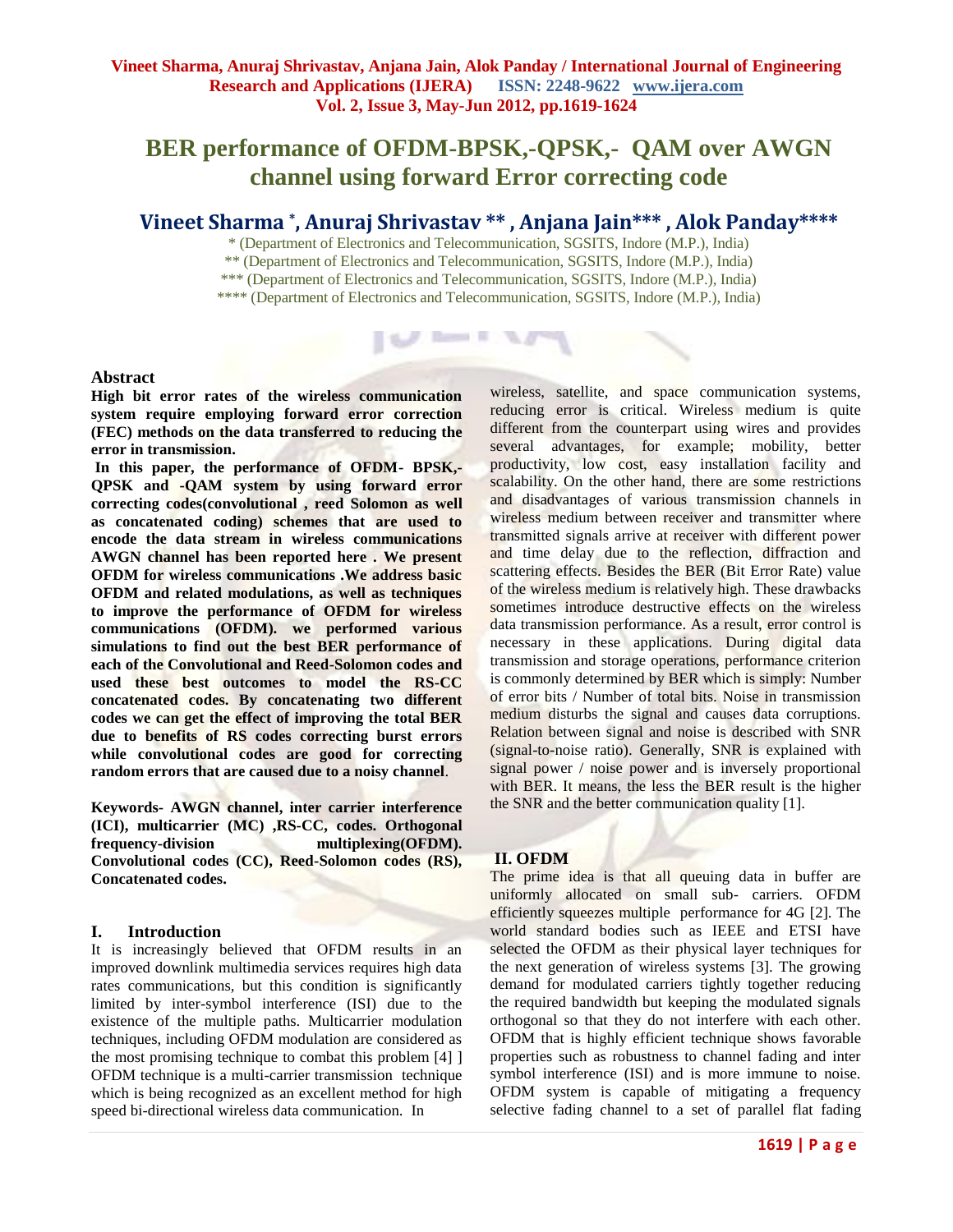# BER performance of OFDM-BPSK,-QPSK,- QAM over AWGN channel using forward Error correcting code

**Vineet Sharma \*, Anuraj Shrivastav \*\* , Anjana Jain\*\*\* , Alok Panday\*\*\*\***

\* (Department of Electronics and Telecommunication, SGSITS, Indore (M.P.), India)
\*\* (Department of Electronics and Telecommunication, SGSITS, Indore (M.P.), India)
\*\*\* (Department of Electronics and Telecommunication, SGSITS, Indore (M.P.), India)
\*\*\*\* (Department of Electronics and Telecommunication, SGSITS, Indore (M.P.), India)

## Abstract

**High bit error rates of the wireless communication system require employing forward error correction (FEC) methods on the data transferred to reducing the error in transmission.**

**In this paper, the performance of OFDM- BPSK,-QPSK and -QAM system by using forward error correcting codes(convolutional , reed Solomon as well as concatenated coding) schemes that are used to encode the data stream in wireless communications AWGN channel has been reported here . We present OFDM for wireless communications .We address basic OFDM and related modulations, as well as techniques to improve the performance of OFDM for wireless communications (OFDM). we performed various simulations to find out the best BER performance of each of the Convolutional and Reed-Solomon codes and used these best outcomes to model the RS-CC concatenated codes. By concatenating two different codes we can get the effect of improving the total BER due to benefits of RS codes correcting burst errors while convolutional codes are good for correcting random errors that are caused due to a noisy channel**.

**Keywords- AWGN channel, inter carrier interference (ICI), multicarrier (MC) ,RS-CC, codes. Orthogonal frequency-division multiplexing(OFDM). Convolutional codes (CC), Reed-Solomon codes (RS), Concatenated codes.**

## I. Introduction

It is increasingly believed that OFDM results in an improved downlink multimedia services requires high data rates communications, but this condition is significantly limited by inter-symbol interference (ISI) due to the existence of the multiple paths. Multicarrier modulation techniques, including OFDM modulation are considered as the most promising technique to combat this problem [4] ] OFDM technique is a multi-carrier transmission technique which is being recognized as an excellent method for high speed bi-directional wireless data communication. In wireless, satellite, and space communication systems, reducing error is critical. Wireless medium is quite different from the counterpart using wires and provides several advantages, for example; mobility, better productivity, low cost, easy installation facility and scalability. On the other hand, there are some restrictions and disadvantages of various transmission channels in wireless medium between receiver and transmitter where transmitted signals arrive at receiver with different power and time delay due to the reflection, diffraction and scattering effects. Besides the BER (Bit Error Rate) value of the wireless medium is relatively high. These drawbacks sometimes introduce destructive effects on the wireless data transmission performance. As a result, error control is necessary in these applications. During digital data transmission and storage operations, performance criterion is commonly determined by BER which is simply: Number of error bits / Number of total bits. Noise in transmission medium disturbs the signal and causes data corruptions. Relation between signal and noise is described with SNR (signal-to-noise ratio). Generally, SNR is explained with signal power / noise power and is inversely proportional with BER. It means, the less the BER result is the higher the SNR and the better communication quality [1].

## II. OFDM

The prime idea is that all queuing data in buffer are uniformly allocated on small sub- carriers. OFDM efficiently squeezes multiple performance for 4G [2]. The world standard bodies such as IEEE and ETSI have selected the OFDM as their physical layer techniques for the next generation of wireless systems [3]. The growing demand for modulated carriers tightly together reducing the required bandwidth but keeping the modulated signals orthogonal so that they do not interfere with each other. OFDM that is highly efficient technique shows favorable properties such as robustness to channel fading and inter symbol interference (ISI) and is more immune to noise. OFDM system is capable of mitigating a frequency selective fading channel to a set of parallel flat fading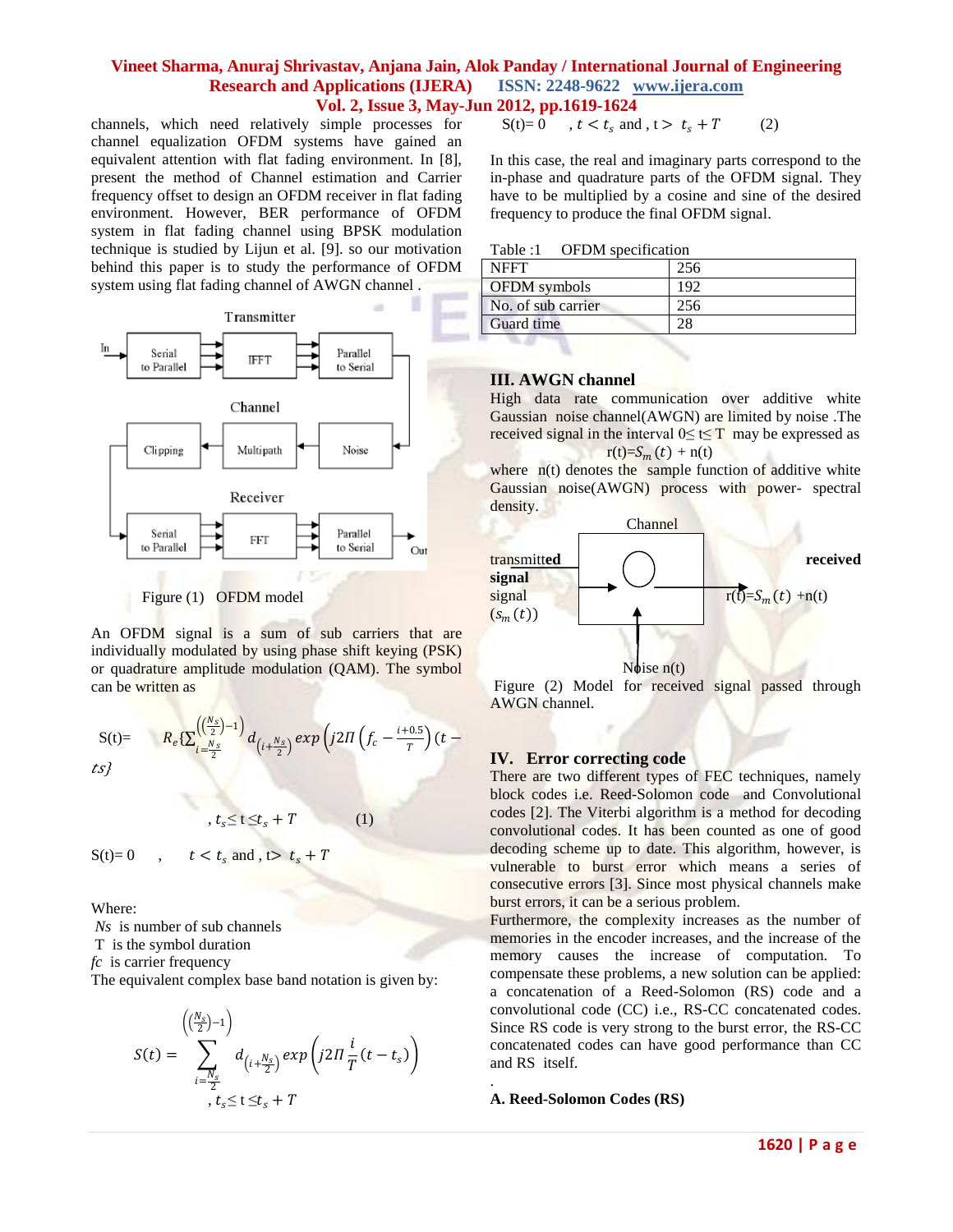channels, which need relatively simple processes for channel equalization OFDM systems have gained an equivalent attention with flat fading environment. In [8], present the method of Channel estimation and Carrier frequency offset to design an OFDM receiver in flat fading environment. However, BER performance of OFDM system in flat fading channel using BPSK modulation technique is studied by Lijun et al. [9]. so our motivation behind this paper is to study the performance of OFDM system using flat fading channel of AWGN channel .

Transmitter

In → Serial to Parallel → IFFT → Parallel to Serial

Channel

Clipping ← Multipath ← Noise

Receiver

Serial to Parallel → FFT → Parallel to Serial → Out

Figure (1) OFDM model

An OFDM signal is a sum of sub carriers that are individually modulated by using phase shift keying (PSK) or quadrature amplitude modulation (QAM). The symbol can be written as

$$S(t)= R_e\{\sum_{i=\frac{N_s}{2}}^{\left(\left(\frac{N_s}{2}\right)-1\right)} d_{\left(i+\frac{N_s}{2}\right)} \exp\left(j2\Pi\left(f_c - \frac{i+0.5}{T}\right)(t-ts\right)\}$$

$$, t_s \le t \le t_s + T \qquad (1)$$

$$S(t)= 0 \quad , \quad t < t_s \text{ and } , t > t_s + T$$

Where:

$Ns$ is number of sub channels

T is the symbol duration

$fc$ is carrier frequency

The equivalent complex base band notation is given by:

$$S(t) = \sum_{i=\frac{N_s}{2}}^{\left(\left(\frac{N_s}{2}\right)-1\right)} d_{\left(i+\frac{N_s}{2}\right)} \exp\left(j2\Pi\frac{i}{T}(t-t_s)\right)$$

$$, t_s \le t \le t_s + T$$

$$S(t)= 0 \quad , t < t_s \text{ and } , t > t_s + T \qquad (2)$$

In this case, the real and imaginary parts correspond to the in-phase and quadrature parts of the OFDM signal. They have to be multiplied by a cosine and sine of the desired frequency to produce the final OFDM signal.

Table :1 OFDM specification

| NFFT | 256 |
|---|---|
| OFDM symbols | 192 |
| No. of sub carrier | 256 |
| Guard time | 28 |

## III. AWGN channel

High data rate communication over additive white Gaussian noise channel(AWGN) are limited by noise .The received signal in the interval $0 \le t \le T$ may be expressed as

$$r(t)=S_m(t) + n(t)$$

where n(t) denotes the sample function of additive white Gaussian noise(AWGN) process with power- spectral density.

Channel

transmitted signal ($s_m(t)$) → [Channel] → received signal $r(t)=S_m(t) + n(t)$

Noise n(t)

Figure (2) Model for received signal passed through AWGN channel.

## IV. Error correcting code

There are two different types of FEC techniques, namely block codes i.e. Reed-Solomon code and Convolutional codes [2]. The Viterbi algorithm is a method for decoding convolutional codes. It has been counted as one of good decoding scheme up to date. This algorithm, however, is vulnerable to burst error which means a series of consecutive errors [3]. Since most physical channels make burst errors, it can be a serious problem.

Furthermore, the complexity increases as the number of memories in the encoder increases, and the increase of the memory causes the increase of computation. To compensate these problems, a new solution can be applied: a concatenation of a Reed-Solomon (RS) code and a convolutional code (CC) i.e., RS-CC concatenated codes. Since RS code is very strong to the burst error, the RS-CC concatenated codes can have good performance than CC and RS itself.

### A. Reed-Solomon Codes (RS)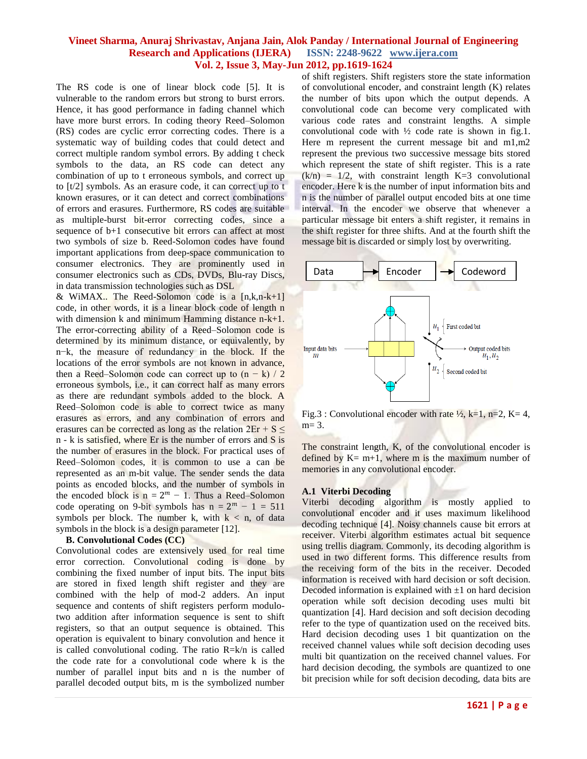The RS code is one of linear block code [5]. It is vulnerable to the random errors but strong to burst errors. Hence, it has good performance in fading channel which have more burst errors. In coding theory Reed–Solomon (RS) codes are cyclic error correcting codes. There is a systematic way of building codes that could detect and correct multiple random symbol errors. By adding t check symbols to the data, an RS code can detect any combination of up to t erroneous symbols, and correct up to [t/2] symbols. As an erasure code, it can correct up to t known erasures, or it can detect and correct combinations of errors and erasures. Furthermore, RS codes are suitable as multiple-burst bit-error correcting codes, since a sequence of b+1 consecutive bit errors can affect at most two symbols of size b. Reed-Solomon codes have found important applications from deep-space communication to consumer electronics. They are prominently used in consumer electronics such as CDs, DVDs, Blu-ray Discs, in data transmission technologies such as DSL & WiMAX.. The Reed-Solomon code is a [n,k,n-k+1] code, in other words, it is a linear block code of length n with dimension k and minimum Hamming distance n-k+1. The error-correcting ability of a Reed–Solomon code is determined by its minimum distance, or equivalently, by n−k, the measure of redundancy in the block. If the locations of the error symbols are not known in advance, then a Reed–Solomon code can correct up to (n − k) / 2 erroneous symbols, i.e., it can correct half as many errors as there are redundant symbols added to the block. A Reed–Solomon code is able to correct twice as many erasures as errors, and any combination of errors and erasures can be corrected as long as the relation $2Er + S \leq n - k$ is satisfied, where Er is the number of errors and S is the number of erasures in the block. For practical uses of Reed–Solomon codes, it is common to use a can be represented as an m-bit value. The sender sends the data points as encoded blocks, and the number of symbols in the encoded block is $n = 2^m - 1$. Thus a Reed–Solomon code operating on 9-bit symbols has $n = 2^m - 1 = 511$ symbols per block. The number k, with k < n, of data symbols in the block is a design parameter [12].

### B. Convolutional Codes (CC)

Convolutional codes are extensively used for real time error correction. Convolutional coding is done by combining the fixed number of input bits. The input bits are stored in fixed length shift register and they are combined with the help of mod-2 adders. An input sequence and contents of shift registers perform modulo-two addition after information sequence is sent to shift registers, so that an output sequence is obtained. This operation is equivalent to binary convolution and hence it is called convolutional coding. The ratio R=k/n is called the code rate for a convolutional code where k is the number of parallel input bits and n is the number of parallel decoded output bits, m is the symbolized number of shift registers. Shift registers store the state information of convolutional encoder, and constraint length (K) relates the number of bits upon which the output depends. A convolutional code can become very complicated with various code rates and constraint lengths. A simple convolutional code with ½ code rate is shown in fig.1. Here m represent the current message bit and m1,m2 represent the previous two successive message bits stored which represent the state of shift register. This is a rate (k/n) = 1/2, with constraint length K=3 convolutional encoder. Here k is the number of input information bits and n is the number of parallel output encoded bits at one time interval. In the encoder we observe that whenever a particular message bit enters a shift register, it remains in the shift register for three shifts. And at the fourth shift the message bit is discarded or simply lost by overwriting.

Data → Encoder → Codeword

Fig.3 : Convolutional encoder with rate ½, k=1, n=2, K= 4, m= 3.

The constraint length, K, of the convolutional encoder is defined by K= m+1, where m is the maximum number of memories in any convolutional encoder.

### A.1 Viterbi Decoding

Viterbi decoding algorithm is mostly applied to convolutional encoder and it uses maximum likelihood decoding technique [4]. Noisy channels cause bit errors at receiver. Viterbi algorithm estimates actual bit sequence using trellis diagram. Commonly, its decoding algorithm is used in two different forms. This difference results from the receiving form of the bits in the receiver. Decoded information is received with hard decision or soft decision. Decoded information is explained with ±1 on hard decision operation while soft decision decoding uses multi bit quantization [4]. Hard decision and soft decision decoding refer to the type of quantization used on the received bits. Hard decision decoding uses 1 bit quantization on the received channel values while soft decision decoding uses multi bit quantization on the received channel values. For hard decision decoding, the symbols are quantized to one bit precision while for soft decision decoding, data bits are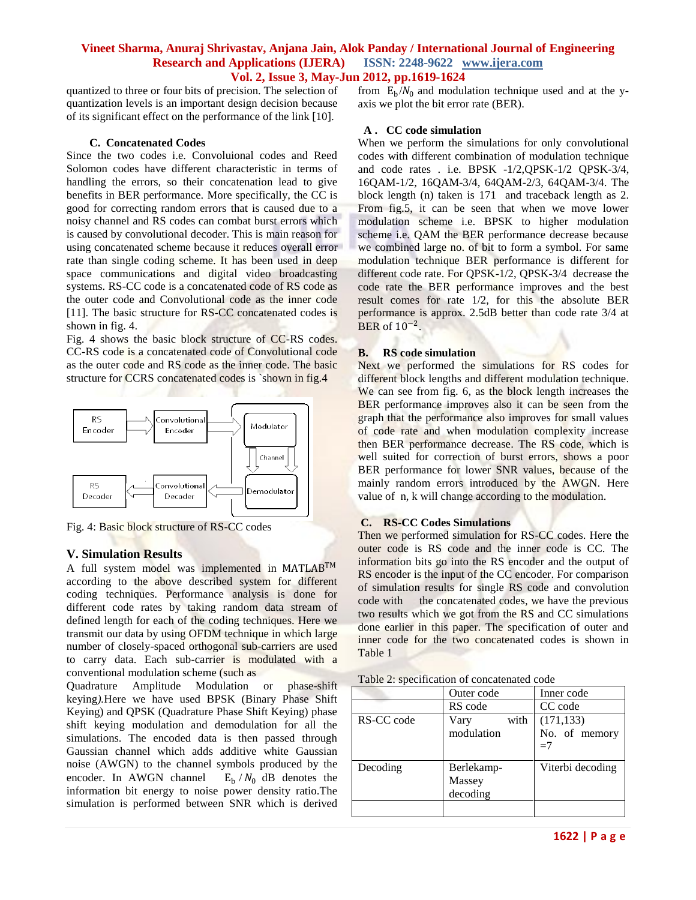quantized to three or four bits of precision. The selection of quantization levels is an important design decision because of its significant effect on the performance of the link [10].

### C. Concatenated Codes

Since the two codes i.e. Convoluional codes and Reed Solomon codes have different characteristic in terms of handling the errors, so their concatenation lead to give benefits in BER performance. More specifically, the CC is good for correcting random errors that is caused due to a noisy channel and RS codes can combat burst errors which is caused by convolutional decoder. This is main reason for using concatenated scheme because it reduces overall error rate than single coding scheme. It has been used in deep space communications and digital video broadcasting systems. RS-CC code is a concatenated code of RS code as the outer code and Convolutional code as the inner code [11]. The basic structure for RS-CC concatenated codes is shown in fig. 4.

Fig. 4 shows the basic block structure of CC-RS codes. CC-RS code is a concatenated code of Convolutional code as the outer code and RS code as the inner code. The basic structure for CCRS concatenated codes is `shown in fig.4

Fig. 4: Basic block structure of RS-CC codes

## V. Simulation Results

A full system model was implemented in MATLAB™ according to the above described system for different coding techniques. Performance analysis is done for different code rates by taking random data stream of defined length for each of the coding techniques. Here we transmit our data by using OFDM technique in which large number of closely-spaced orthogonal sub-carriers are used to carry data. Each sub-carrier is modulated with a conventional modulation scheme (such as Quadrature Amplitude Modulation or phase-shift keying).Here we have used BPSK (Binary Phase Shift Keying) and QPSK (Quadrature Phase Shift Keying) phase shift keying modulation and demodulation for all the simulations. The encoded data is then passed through Gaussian channel which adds additive white Gaussian noise (AWGN) to the channel symbols produced by the encoder. In AWGN channel $E_b / N_0$ dB denotes the information bit energy to noise power density ratio.The simulation is performed between SNR which is derived from $E_b/N_0$ and modulation technique used and at the y-axis we plot the bit error rate (BER).

### A. CC code simulation

When we perform the simulations for only convolutional codes with different combination of modulation technique and code rates . i.e. BPSK -1/2,QPSK-1/2 QPSK-3/4, 16QAM-1/2, 16QAM-3/4, 64QAM-2/3, 64QAM-3/4. The block length (n) taken is 171 and traceback length as 2. From fig.5, it can be seen that when we move lower modulation scheme i.e. BPSK to higher modulation scheme i.e. QAM the BER performance decrease because we combined large no. of bit to form a symbol. For same modulation technique BER performance is different for different code rate. For QPSK-1/2, QPSK-3/4 decrease the code rate the BER performance improves and the best result comes for rate 1/2, for this the absolute BER performance is approx. 2.5dB better than code rate 3/4 at BER of $10^{-2}$.

### B. RS code simulation

Next we performed the simulations for RS codes for different block lengths and different modulation technique. We can see from fig. 6, as the block length increases the BER performance improves also it can be seen from the graph that the performance also improves for small values of code rate and when modulation complexity increase then BER performance decrease. The RS code, which is well suited for correction of burst errors, shows a poor BER performance for lower SNR values, because of the mainly random errors introduced by the AWGN. Here value of n, k will change according to the modulation.

### C. RS-CC Codes Simulations

Then we performed simulation for RS-CC codes. Here the outer code is RS code and the inner code is CC. The information bits go into the RS encoder and the output of RS encoder is the input of the CC encoder. For comparison of simulation results for single RS code and convolution code with the concatenated codes, we have the previous two results which we got from the RS and CC simulations done earlier in this paper. The specification of outer and inner code for the two concatenated codes is shown in Table 1

Table 2: specification of concatenated code

| | Outer code | Inner code |
|---|---|---|
| | RS code | CC code |
| RS-CC code | Vary with modulation | (171,133) No. of memory =7 |
| Decoding | Berlekamp-Massey decoding | Viterbi decoding |
| | | |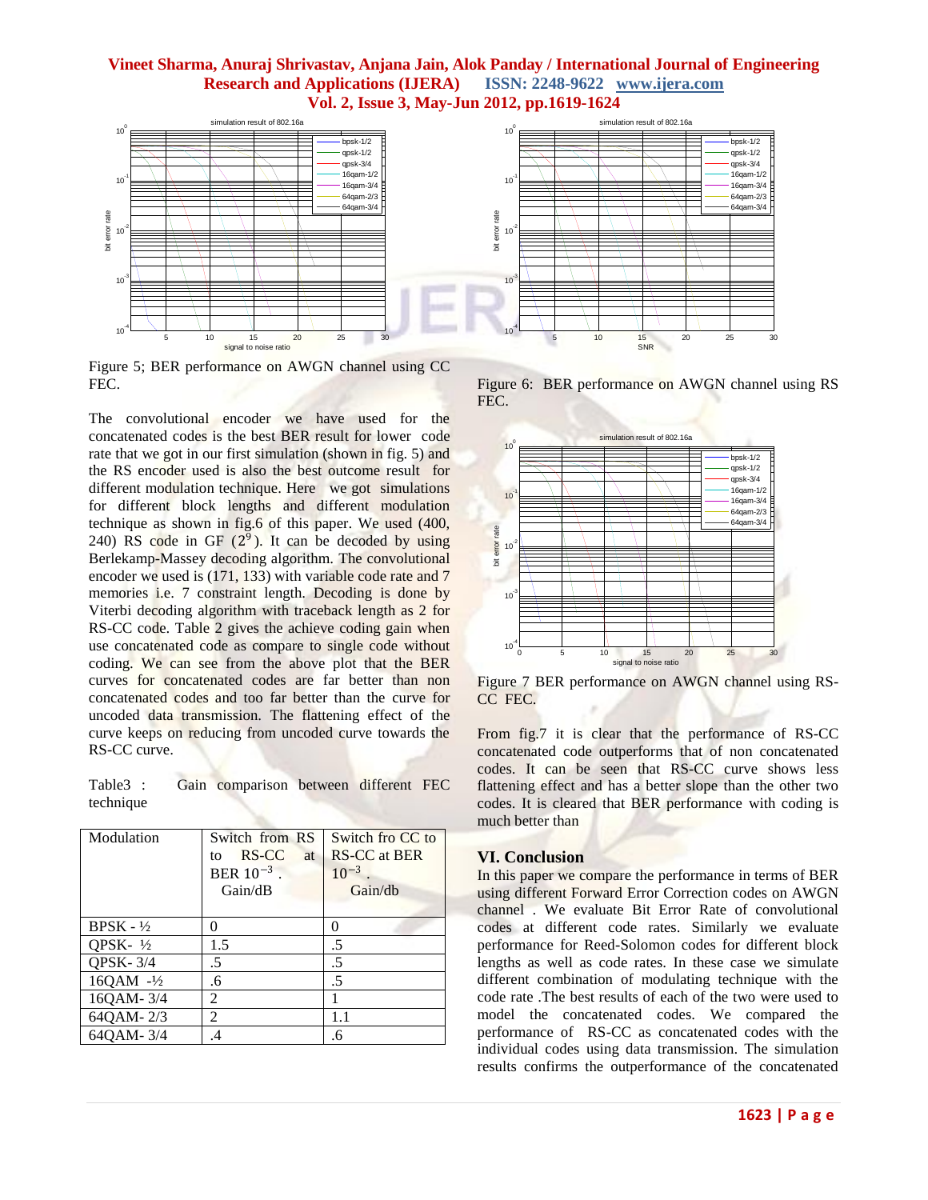Figure 5; BER performance on AWGN channel using CC FEC.

The convolutional encoder we have used for the concatenated codes is the best BER result for lower code rate that we got in our first simulation (shown in fig. 5) and the RS encoder used is also the best outcome result for different modulation technique. Here we got simulations for different block lengths and different modulation technique as shown in fig.6 of this paper. We used (400, 240) RS code in GF ($2^9$). It can be decoded by using Berlekamp-Massey decoding algorithm. The convolutional encoder we used is (171, 133) with variable code rate and 7 memories i.e. 7 constraint length. Decoding is done by Viterbi decoding algorithm with traceback length as 2 for RS-CC code. Table 2 gives the achieve coding gain when use concatenated code as compare to single code without coding. We can see from the above plot that the BER curves for concatenated codes are far better than non concatenated codes and too far better than the curve for uncoded data transmission. The flattening effect of the curve keeps on reducing from uncoded curve towards the RS-CC curve.

Table3 : Gain comparison between different FEC technique

| Modulation | Switch from RS to RS-CC at BER $10^{-3}$. Gain/dB | Switch fro CC to RS-CC at BER $10^{-3}$. Gain/db |
|---|---|---|
| BPSK - ½ | 0 | 0 |
| QPSK- ½ | 1.5 | .5 |
| QPSK- 3/4 | .5 | .5 |
| 16QAM -½ | .6 | .5 |
| 16QAM- 3/4 | 2 | 1 |
| 64QAM- 2/3 | 2 | 1.1 |
| 64QAM- 3/4 | .4 | .6 |

Figure 6: BER performance on AWGN channel using RS FEC.

Figure 7 BER performance on AWGN channel using RS-CC FEC.

From fig.7 it is clear that the performance of RS-CC concatenated code outperforms that of non concatenated codes. It can be seen that RS-CC curve shows less flattening effect and has a better slope than the other two codes. It is cleared that BER performance with coding is much better than

## VI. Conclusion

In this paper we compare the performance in terms of BER using different Forward Error Correction codes on AWGN channel . We evaluate Bit Error Rate of convolutional codes at different code rates. Similarly we evaluate performance for Reed-Solomon codes for different block lengths as well as code rates. In these case we simulate different combination of modulating technique with the code rate .The best results of each of the two were used to model the concatenated codes. We compared the performance of RS-CC as concatenated codes with the individual codes using data transmission. The simulation results confirms the outperformance of the concatenated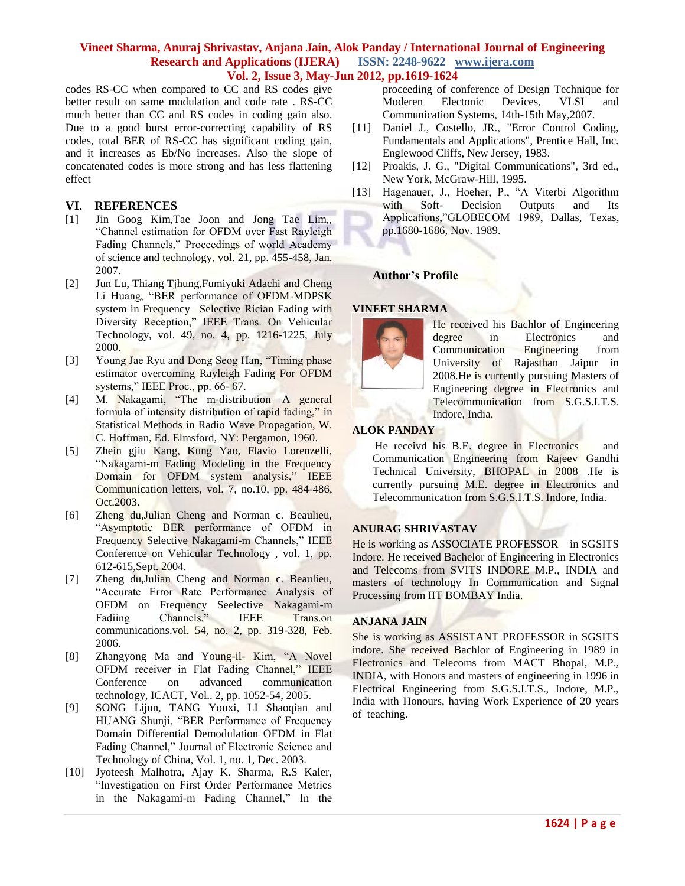codes RS-CC when compared to CC and RS codes give better result on same modulation and code rate . RS-CC much better than CC and RS codes in coding gain also. Due to a good burst error-correcting capability of RS codes, total BER of RS-CC has significant coding gain, and it increases as Eb/No increases. Also the slope of concatenated codes is more strong and has less flattening effect

## VI. REFERENCES

[1] Jin Goog Kim,Tae Joon and Jong Tae Lim,, “Channel estimation for OFDM over Fast Rayleigh Fading Channels,” Proceedings of world Academy of science and technology, vol. 21, pp. 455-458, Jan. 2007.

[2] Jun Lu, Thiang Tjhung,Fumiyuki Adachi and Cheng Li Huang, “BER performance of OFDM-MDPSK system in Frequency –Selective Rician Fading with Diversity Reception,” IEEE Trans. On Vehicular Technology, vol. 49, no. 4, pp. 1216-1225, July 2000.

[3] Young Jae Ryu and Dong Seog Han, “Timing phase estimator overcoming Rayleigh Fading For OFDM systems,” IEEE Proc., pp. 66- 67.

[4] M. Nakagami, “The m-distribution—A general formula of intensity distribution of rapid fading,” in Statistical Methods in Radio Wave Propagation, W. C. Hoffman, Ed. Elmsford, NY: Pergamon, 1960.

[5] Zhein gjiu Kang, Kung Yao, Flavio Lorenzelli, “Nakagami-m Fading Modeling in the Frequency Domain for OFDM system analysis,” IEEE Communication letters, vol. 7, no.10, pp. 484-486, Oct.2003.

[6] Zheng du,Julian Cheng and Norman c. Beaulieu, “Asymptotic BER performance of OFDM in Frequency Selective Nakagami-m Channels,” IEEE Conference on Vehicular Technology , vol. 1, pp. 612-615,Sept. 2004.

[7] Zheng du,Julian Cheng and Norman c. Beaulieu, “Accurate Error Rate Performance Analysis of OFDM on Frequency Seelective Nakagami-m Fadiing Channels,” IEEE Trans.on communications.vol. 54, no. 2, pp. 319-328, Feb. 2006.

[8] Zhangyong Ma and Young-il- Kim, “A Novel OFDM receiver in Flat Fading Channel,” IEEE Conference on advanced communication technology, ICACT, Vol.. 2, pp. 1052-54, 2005.

[9] SONG Lijun, TANG Youxi, LI Shaoqian and HUANG Shunji, “BER Performance of Frequency Domain Differential Demodulation OFDM in Flat Fading Channel,” Journal of Electronic Science and Technology of China, Vol. 1, no. 1, Dec. 2003.

[10] Jyoteesh Malhotra, Ajay K. Sharma, R.S Kaler, “Investigation on First Order Performance Metrics in the Nakagami-m Fading Channel,” In the proceeding of conference of Design Technique for Moderen Electonic Devices, VLSI and Communication Systems, 14th-15th May,2007.

[11] Daniel J., Costello, JR., "Error Control Coding, Fundamentals and Applications", Prentice Hall, Inc. Englewood Cliffs, New Jersey, 1983.

[12] Proakis, J. G., "Digital Communications", 3rd ed., New York, McGraw-Hill, 1995.

[13] Hagenauer, J., Hoeher, P., “A Viterbi Algorithm with Soft- Decision Outputs and Its Applications,”GLOBECOM 1989, Dallas, Texas, pp.1680-1686, Nov. 1989.

## Author's Profile

### VINEET SHARMA

He received his Bachlor of Engineering degree in Electronics and Communication Engineering from University of Rajasthan Jaipur in 2008.He is currently pursuing Masters of Engineering degree in Electronics and Telecommunication from S.G.S.I.T.S. Indore, India.

### ALOK PANDAY

He receivd his B.E. degree in Electronics and Communication Engineering from Rajeev Gandhi Technical University, BHOPAL in 2008 .He is currently pursuing M.E. degree in Electronics and Telecommunication from S.G.S.I.T.S. Indore, India.

### ANURAG SHRIVASTAV

He is working as ASSOCIATE PROFESSOR in SGSITS Indore. He received Bachelor of Engineering in Electronics and Telecoms from SVITS INDORE M.P., INDIA and masters of technology In Communication and Signal Processing from IIT BOMBAY India.

### ANJANA JAIN

She is working as ASSISTANT PROFESSOR in SGSITS indore. She received Bachlor of Engineering in 1989 in Electronics and Telecoms from MACT Bhopal, M.P., INDIA, with Honors and masters of engineering in 1996 in Electrical Engineering from S.G.S.I.T.S., Indore, M.P., India with Honours, having Work Experience of 20 years of teaching.